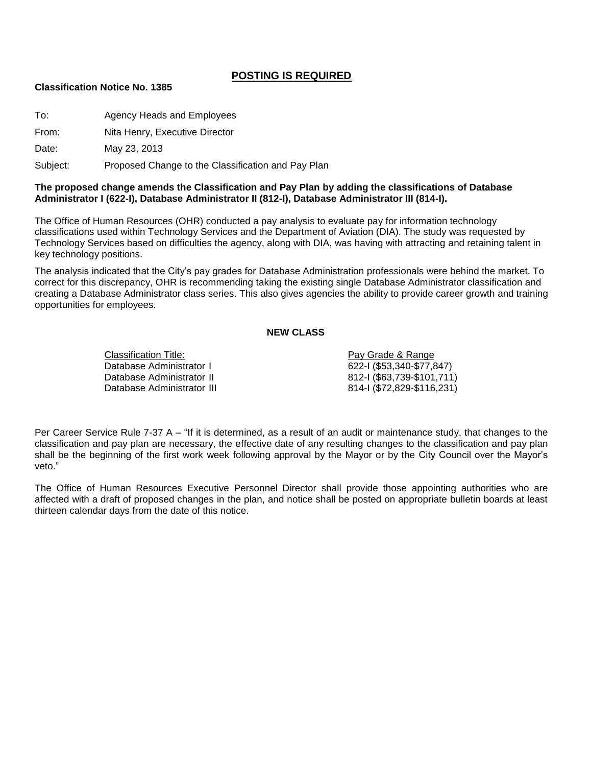## POSTING IS REQUIRED

**Classification Notice No. 1385**

To: Agency Heads and Employees

From: Nita Henry, Executive Director

Date: May 23, 2013

Subject: Proposed Change to the Classification and Pay Plan

**The proposed change amends the Classification and Pay Plan by adding the classifications of Database Administrator I (622-I), Database Administrator II (812-I), Database Administrator III (814-I).**

The Office of Human Resources (OHR) conducted a pay analysis to evaluate pay for information technology classifications used within Technology Services and the Department of Aviation (DIA). The study was requested by Technology Services based on difficulties the agency, along with DIA, was having with attracting and retaining talent in key technology positions.

The analysis indicated that the City's pay grades for Database Administration professionals were behind the market. To correct for this discrepancy, OHR is recommending taking the existing single Database Administrator classification and creating a Database Administrator class series. This also gives agencies the ability to provide career growth and training opportunities for employees.

**NEW CLASS**

| Classification Title: | Pay Grade & Range |
|---|---|
| Database Administrator I | 622-I ($53,340-$77,847) |
| Database Administrator II | 812-I ($63,739-$101,711) |
| Database Administrator III | 814-I ($72,829-$116,231) |

Per Career Service Rule 7-37 A – "If it is determined, as a result of an audit or maintenance study, that changes to the classification and pay plan are necessary, the effective date of any resulting changes to the classification and pay plan shall be the beginning of the first work week following approval by the Mayor or by the City Council over the Mayor's veto."

The Office of Human Resources Executive Personnel Director shall provide those appointing authorities who are affected with a draft of proposed changes in the plan, and notice shall be posted on appropriate bulletin boards at least thirteen calendar days from the date of this notice.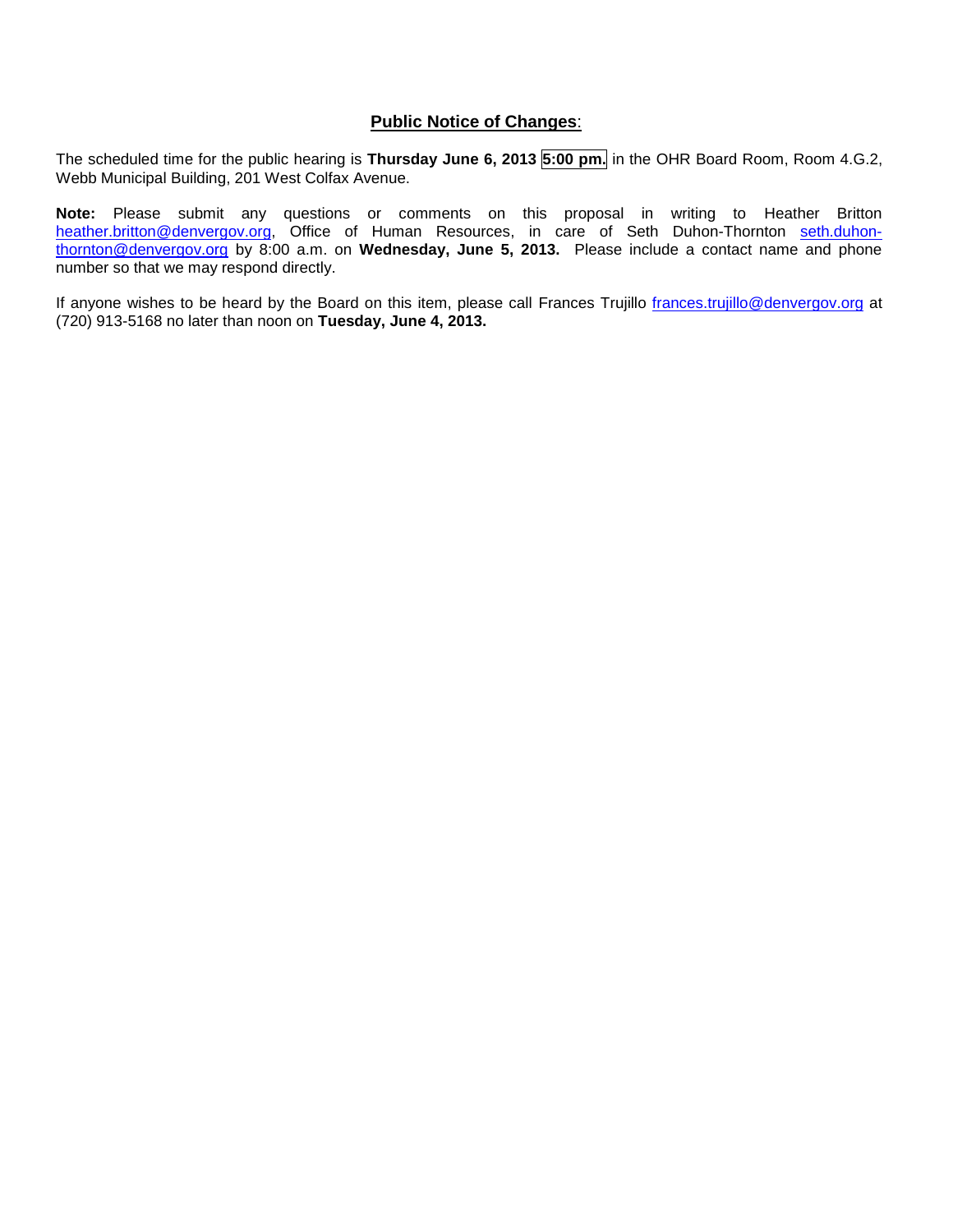## **Public Notice of Changes**:

The scheduled time for the public hearing is **Thursday June 6, 2013 5:00 pm.** in the OHR Board Room, Room 4.G.2, Webb Municipal Building, 201 West Colfax Avenue.

**Note:** Please submit any questions or comments on this proposal in writing to Heather Britton heather.britton@denvergov.org, Office of Human Resources, in care of Seth Duhon-Thornton seth.duhon-thornton@denvergov.org by 8:00 a.m. on **Wednesday, June 5, 2013.** Please include a contact name and phone number so that we may respond directly.

If anyone wishes to be heard by the Board on this item, please call Frances Trujillo frances.trujillo@denvergov.org at (720) 913-5168 no later than noon on **Tuesday, June 4, 2013.**